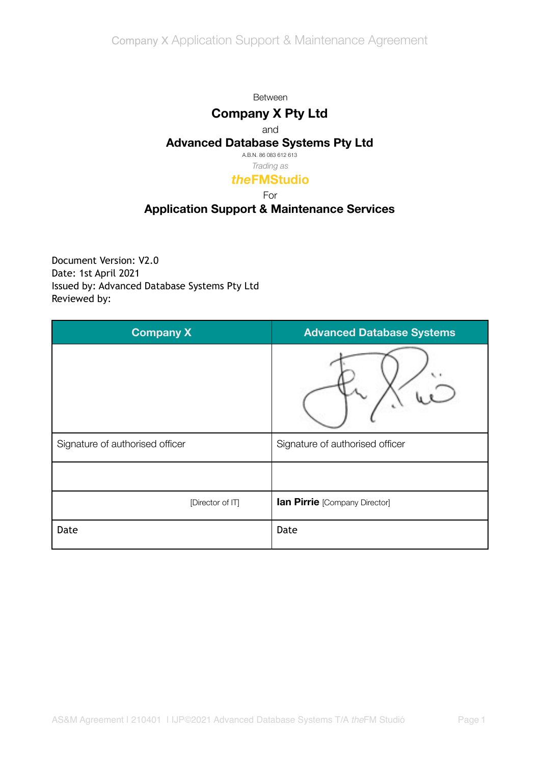Between

# Company X Pty Ltd

and

# Advanced Database Systems Pty Ltd

A.B.N. 86 083 612 613

*Trading as*

***the*FMStudio**

For

## Application Support & Maintenance Services

Document Version: V2.0
Date: 1st April 2021
Issued by: Advanced Database Systems Pty Ltd
Reviewed by:

| Company X | Advanced Database Systems |
|---|---|
| | |
| Signature of authorised officer | Signature of authorised officer |
| | |
| [Director of IT] | **Ian Pirrie** [Company Director] |
| Date | Date |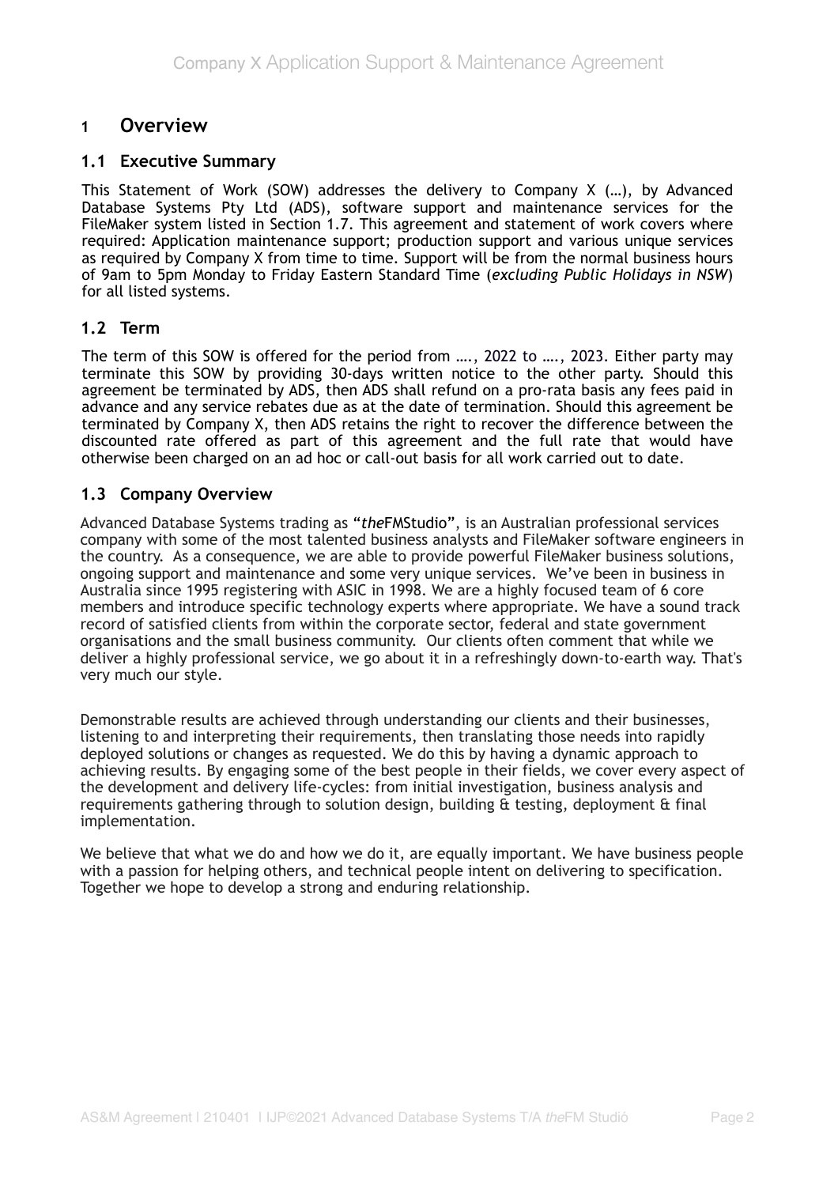# 1 Overview

## 1.1 Executive Summary

This Statement of Work (SOW) addresses the delivery to Company X (…), by Advanced Database Systems Pty Ltd (ADS), software support and maintenance services for the FileMaker system listed in Section 1.7. This agreement and statement of work covers where required: Application maintenance support; production support and various unique services as required by Company X from time to time. Support will be from the normal business hours of 9am to 5pm Monday to Friday Eastern Standard Time (*excluding Public Holidays in NSW*) for all listed systems.

## 1.2 Term

The term of this SOW is offered for the period from …., 2022 to …., 2023. Either party may terminate this SOW by providing 30-days written notice to the other party. Should this agreement be terminated by ADS, then ADS shall refund on a pro-rata basis any fees paid in advance and any service rebates due as at the date of termination. Should this agreement be terminated by Company X, then ADS retains the right to recover the difference between the discounted rate offered as part of this agreement and the full rate that would have otherwise been charged on an ad hoc or call-out basis for all work carried out to date.

## 1.3 Company Overview

Advanced Database Systems trading as "*the*FMStudio", is an Australian professional services company with some of the most talented business analysts and FileMaker software engineers in the country. As a consequence, we are able to provide powerful FileMaker business solutions, ongoing support and maintenance and some very unique services. We've been in business in Australia since 1995 registering with ASIC in 1998. We are a highly focused team of 6 core members and introduce specific technology experts where appropriate. We have a sound track record of satisfied clients from within the corporate sector, federal and state government organisations and the small business community. Our clients often comment that while we deliver a highly professional service, we go about it in a refreshingly down-to-earth way. That's very much our style.

Demonstrable results are achieved through understanding our clients and their businesses, listening to and interpreting their requirements, then translating those needs into rapidly deployed solutions or changes as requested. We do this by having a dynamic approach to achieving results. By engaging some of the best people in their fields, we cover every aspect of the development and delivery life-cycles: from initial investigation, business analysis and requirements gathering through to solution design, building & testing, deployment & final implementation.

We believe that what we do and how we do it, are equally important. We have business people with a passion for helping others, and technical people intent on delivering to specification. Together we hope to develop a strong and enduring relationship.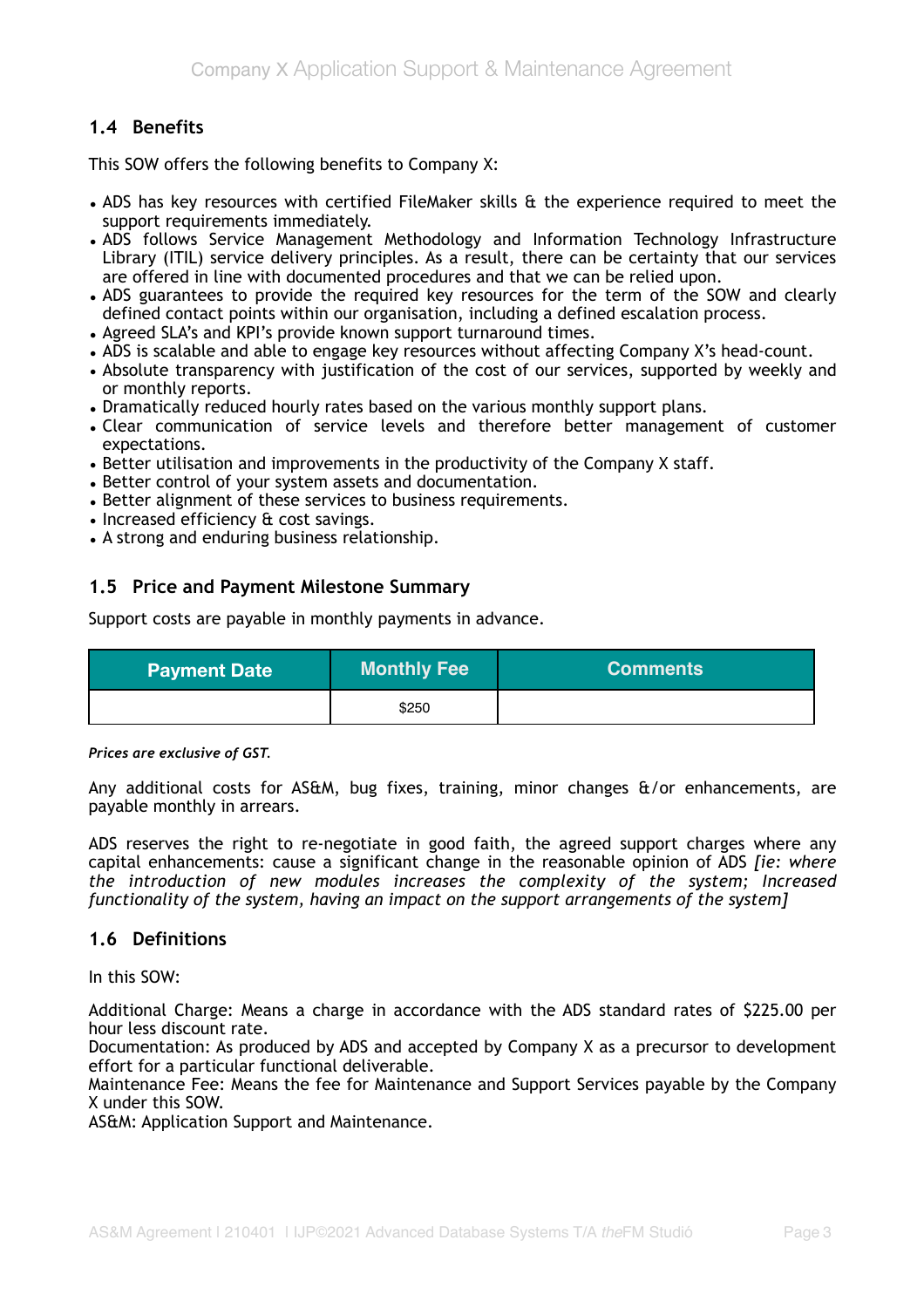## 1.4 Benefits

This SOW offers the following benefits to Company X:

- ADS has key resources with certified FileMaker skills & the experience required to meet the support requirements immediately.
- ADS follows Service Management Methodology and Information Technology Infrastructure Library (ITIL) service delivery principles. As a result, there can be certainty that our services are offered in line with documented procedures and that we can be relied upon.
- ADS guarantees to provide the required key resources for the term of the SOW and clearly defined contact points within our organisation, including a defined escalation process.
- Agreed SLA's and KPI's provide known support turnaround times.
- ADS is scalable and able to engage key resources without affecting Company X's head-count.
- Absolute transparency with justification of the cost of our services, supported by weekly and or monthly reports.
- Dramatically reduced hourly rates based on the various monthly support plans.
- Clear communication of service levels and therefore better management of customer expectations.
- Better utilisation and improvements in the productivity of the Company X staff.
- Better control of your system assets and documentation.
- Better alignment of these services to business requirements.
- Increased efficiency & cost savings.
- A strong and enduring business relationship.

## 1.5 Price and Payment Milestone Summary

Support costs are payable in monthly payments in advance.

| Payment Date | Monthly Fee | Comments |
|---|---|---|
| | $250 | |

***Prices are exclusive of GST.***

Any additional costs for AS&M, bug fixes, training, minor changes &/or enhancements, are payable monthly in arrears.

ADS reserves the right to re-negotiate in good faith, the agreed support charges where any capital enhancements: cause a significant change in the reasonable opinion of ADS *[ie: where the introduction of new modules increases the complexity of the system; Increased functionality of the system, having an impact on the support arrangements of the system]*

## 1.6 Definitions

In this SOW:

Additional Charge: Means a charge in accordance with the ADS standard rates of $225.00 per hour less discount rate.
Documentation: As produced by ADS and accepted by Company X as a precursor to development effort for a particular functional deliverable.
Maintenance Fee: Means the fee for Maintenance and Support Services payable by the Company X under this SOW.
AS&M: Application Support and Maintenance.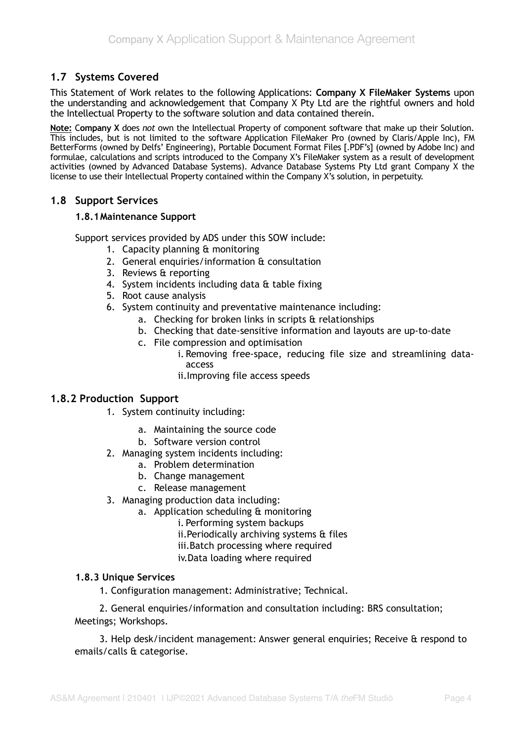## 1.7 Systems Covered

This Statement of Work relates to the following Applications: **Company X FileMaker Systems** upon the understanding and acknowledgement that Company X Pty Ltd are the rightful owners and hold the Intellectual Property to the software solution and data contained therein.

**Note:** **Company X** does *not* own the Intellectual Property of component software that make up their Solution. This includes, but is not limited to the software Application FileMaker Pro (owned by Claris/Apple Inc), FM BetterForms (owned by Delfs' Engineering), Portable Document Format Files [.PDF's] (owned by Adobe Inc) and formulae, calculations and scripts introduced to the Company X's FileMaker system as a result of development activities (owned by Advanced Database Systems). Advance Database Systems Pty Ltd grant Company X the license to use their Intellectual Property contained within the Company X's solution, in perpetuity.

## 1.8 Support Services

### 1.8.1 Maintenance Support

Support services provided by ADS under this SOW include:

1. Capacity planning & monitoring
2. General enquiries/information & consultation
3. Reviews & reporting
4. System incidents including data & table fixing
5. Root cause analysis
6. System continuity and preventative maintenance including:
    a. Checking for broken links in scripts & relationships
    b. Checking that date-sensitive information and layouts are up-to-date
    c. File compression and optimisation
        i. Removing free-space, reducing file size and streamlining data-access
        ii. Improving file access speeds

## 1.8.2 Production Support

1. System continuity including:
    a. Maintaining the source code
    b. Software version control
2. Managing system incidents including:
    a. Problem determination
    b. Change management
    c. Release management
3. Managing production data including:
    a. Application scheduling & monitoring
        i. Performing system backups
        ii. Periodically archiving systems & files
        iii. Batch processing where required
        iv. Data loading where required

### 1.8.3 Unique Services

1. Configuration management: Administrative; Technical.

2. General enquiries/information and consultation including: BRS consultation; Meetings; Workshops.

3. Help desk/incident management: Answer general enquiries; Receive & respond to emails/calls & categorise.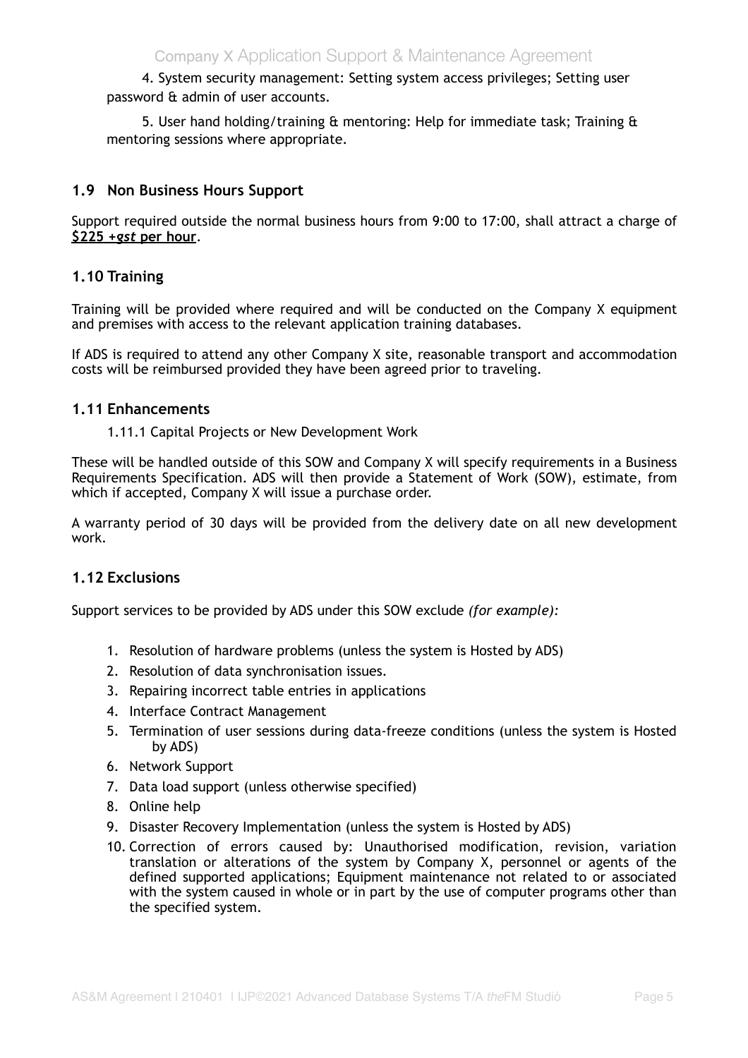4. System security management: Setting system access privileges; Setting user password & admin of user accounts.

5. User hand holding/training & mentoring: Help for immediate task; Training & mentoring sessions where appropriate.

## 1.9 Non Business Hours Support

Support required outside the normal business hours from 9:00 to 17:00, shall attract a charge of **$225 +*gst* per hour**.

## 1.10 Training

Training will be provided where required and will be conducted on the Company X equipment and premises with access to the relevant application training databases.

If ADS is required to attend any other Company X site, reasonable transport and accommodation costs will be reimbursed provided they have been agreed prior to traveling.

## 1.11 Enhancements

### 1.11.1 Capital Projects or New Development Work

These will be handled outside of this SOW and Company X will specify requirements in a Business Requirements Specification. ADS will then provide a Statement of Work (SOW), estimate, from which if accepted, Company X will issue a purchase order.

A warranty period of 30 days will be provided from the delivery date on all new development work.

## 1.12 Exclusions

Support services to be provided by ADS under this SOW exclude *(for example):*

1. Resolution of hardware problems (unless the system is Hosted by ADS)
2. Resolution of data synchronisation issues.
3. Repairing incorrect table entries in applications
4. Interface Contract Management
5. Termination of user sessions during data-freeze conditions (unless the system is Hosted by ADS)
6. Network Support
7. Data load support (unless otherwise specified)
8. Online help
9. Disaster Recovery Implementation (unless the system is Hosted by ADS)
10. Correction of errors caused by: Unauthorised modification, revision, variation translation or alterations of the system by Company X, personnel or agents of the defined supported applications; Equipment maintenance not related to or associated with the system caused in whole or in part by the use of computer programs other than the specified system.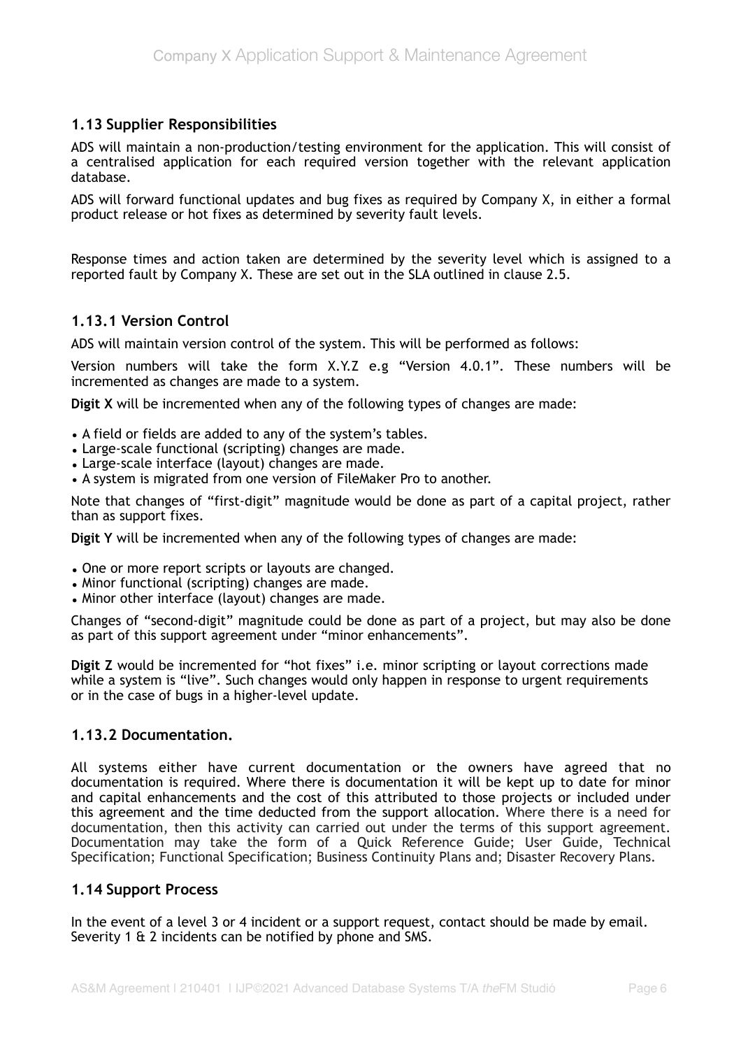## 1.13 Supplier Responsibilities

ADS will maintain a non-production/testing environment for the application. This will consist of a centralised application for each required version together with the relevant application database.

ADS will forward functional updates and bug fixes as required by Company X, in either a formal product release or hot fixes as determined by severity fault levels.

Response times and action taken are determined by the severity level which is assigned to a reported fault by Company X. These are set out in the SLA outlined in clause 2.5.

### 1.13.1 Version Control

ADS will maintain version control of the system. This will be performed as follows:

Version numbers will take the form X.Y.Z e.g "Version 4.0.1". These numbers will be incremented as changes are made to a system.

**Digit X** will be incremented when any of the following types of changes are made:

- A field or fields are added to any of the system's tables.
- Large-scale functional (scripting) changes are made.
- Large-scale interface (layout) changes are made.
- A system is migrated from one version of FileMaker Pro to another.

Note that changes of "first-digit" magnitude would be done as part of a capital project, rather than as support fixes.

**Digit Y** will be incremented when any of the following types of changes are made:

- One or more report scripts or layouts are changed.
- Minor functional (scripting) changes are made.
- Minor other interface (layout) changes are made.

Changes of "second-digit" magnitude could be done as part of a project, but may also be done as part of this support agreement under "minor enhancements".

**Digit Z** would be incremented for "hot fixes" i.e. minor scripting or layout corrections made while a system is "live". Such changes would only happen in response to urgent requirements or in the case of bugs in a higher-level update.

### 1.13.2 Documentation.

All systems either have current documentation or the owners have agreed that no documentation is required. Where there is documentation it will be kept up to date for minor and capital enhancements and the cost of this attributed to those projects or included under this agreement and the time deducted from the support allocation. Where there is a need for documentation, then this activity can carried out under the terms of this support agreement. Documentation may take the form of a Quick Reference Guide; User Guide, Technical Specification; Functional Specification; Business Continuity Plans and; Disaster Recovery Plans.

## 1.14 Support Process

In the event of a level 3 or 4 incident or a support request, contact should be made by email. Severity 1 & 2 incidents can be notified by phone and SMS.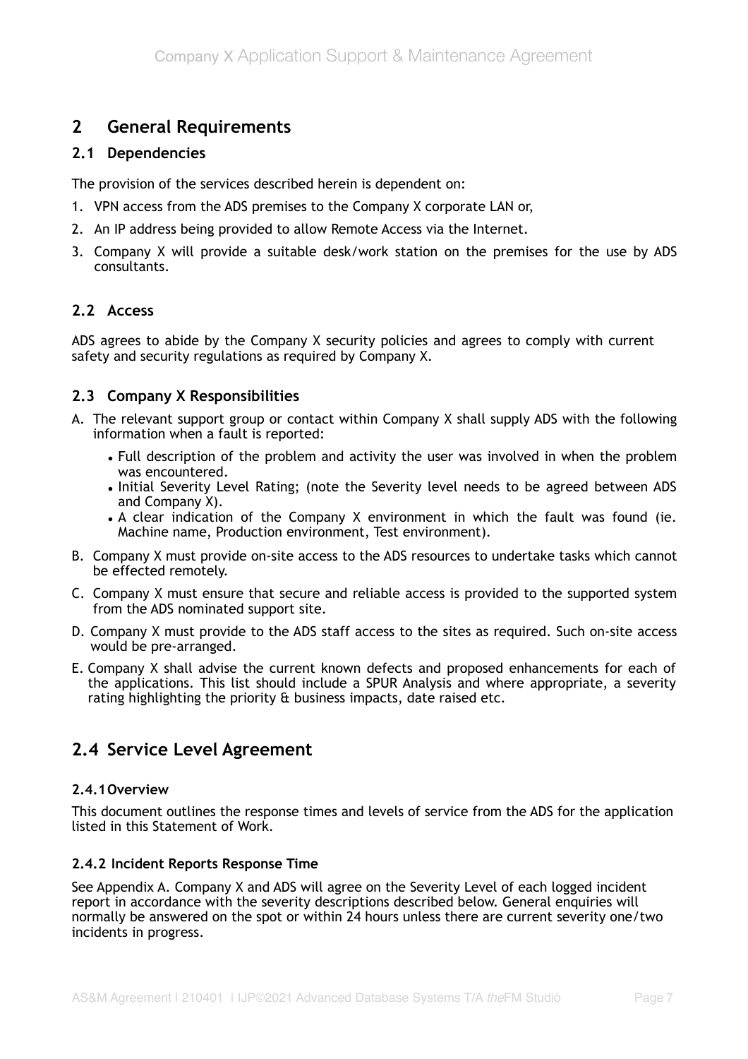## 2 General Requirements

### 2.1 Dependencies

The provision of the services described herein is dependent on:

1. VPN access from the ADS premises to the Company X corporate LAN or,
2. An IP address being provided to allow Remote Access via the Internet.
3. Company X will provide a suitable desk/work station on the premises for the use by ADS consultants.

### 2.2 Access

ADS agrees to abide by the Company X security policies and agrees to comply with current safety and security regulations as required by Company X.

### 2.3 Company X Responsibilities

A. The relevant support group or contact within Company X shall supply ADS with the following information when a fault is reported:

- Full description of the problem and activity the user was involved in when the problem was encountered.
- Initial Severity Level Rating; (note the Severity level needs to be agreed between ADS and Company X).
- A clear indication of the Company X environment in which the fault was found (ie. Machine name, Production environment, Test environment).

B. Company X must provide on-site access to the ADS resources to undertake tasks which cannot be effected remotely.

C. Company X must ensure that secure and reliable access is provided to the supported system from the ADS nominated support site.

D. Company X must provide to the ADS staff access to the sites as required. Such on-site access would be pre-arranged.

E. Company X shall advise the current known defects and proposed enhancements for each of the applications. This list should include a SPUR Analysis and where appropriate, a severity rating highlighting the priority & business impacts, date raised etc.

## 2.4 Service Level Agreement

#### 2.4.1 Overview

This document outlines the response times and levels of service from the ADS for the application listed in this Statement of Work.

#### 2.4.2 Incident Reports Response Time

See Appendix A. Company X and ADS will agree on the Severity Level of each logged incident report in accordance with the severity descriptions described below. General enquiries will normally be answered on the spot or within 24 hours unless there are current severity one/two incidents in progress.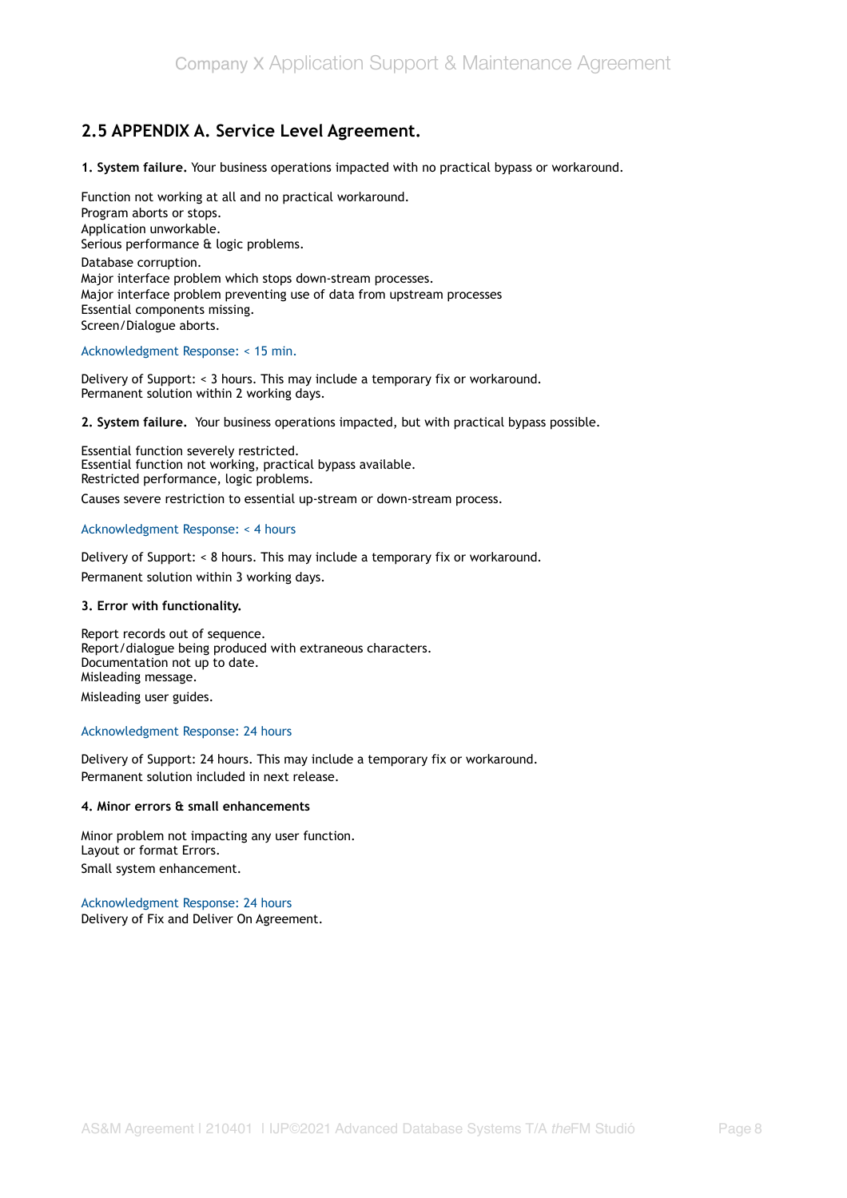## 2.5 APPENDIX A. Service Level Agreement.

**1. System failure.** Your business operations impacted with no practical bypass or workaround.

Function not working at all and no practical workaround.
Program aborts or stops.
Application unworkable.
Serious performance & logic problems.
Database corruption.
Major interface problem which stops down-stream processes.
Major interface problem preventing use of data from upstream processes
Essential components missing.
Screen/Dialogue aborts.

Acknowledgment Response: < 15 min.

Delivery of Support: < 3 hours. This may include a temporary fix or workaround.
Permanent solution within 2 working days.

**2. System failure.** Your business operations impacted, but with practical bypass possible.

Essential function severely restricted.
Essential function not working, practical bypass available.
Restricted performance, logic problems.
Causes severe restriction to essential up-stream or down-stream process.

Acknowledgment Response: < 4 hours

Delivery of Support: < 8 hours. This may include a temporary fix or workaround.
Permanent solution within 3 working days.

**3. Error with functionality.**

Report records out of sequence.
Report/dialogue being produced with extraneous characters.
Documentation not up to date.
Misleading message.
Misleading user guides.

Acknowledgment Response: 24 hours

Delivery of Support: 24 hours. This may include a temporary fix or workaround.
Permanent solution included in next release.

**4. Minor errors & small enhancements**

Minor problem not impacting any user function.
Layout or format Errors.
Small system enhancement.

Acknowledgment Response: 24 hours
Delivery of Fix and Deliver On Agreement.